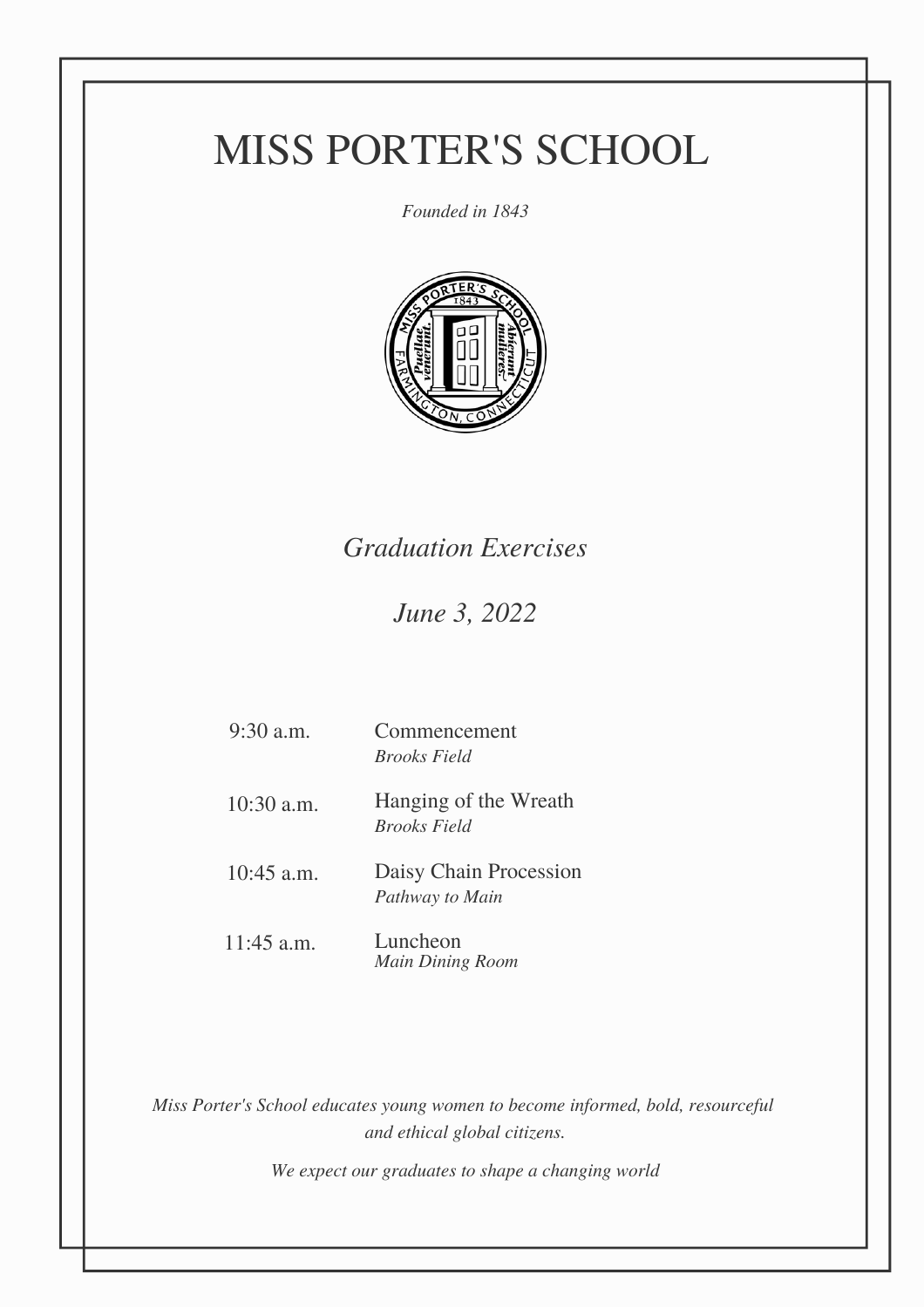# MISS PORTER'S SCHOOL

*Founded in 1843*

## *Graduation Exercises*

## *June 3, 2022*

| | |
|---|---|
| 9:30 a.m. | Commencement<br>*Brooks Field* |
| 10:30 a.m. | Hanging of the Wreath<br>*Brooks Field* |
| 10:45 a.m. | Daisy Chain Procession<br>*Pathway to Main* |
| 11:45 a.m. | Luncheon<br>*Main Dining Room* |

*Miss Porter's School educates young women to become informed, bold, resourceful and ethical global citizens.*

*We expect our graduates to shape a changing world*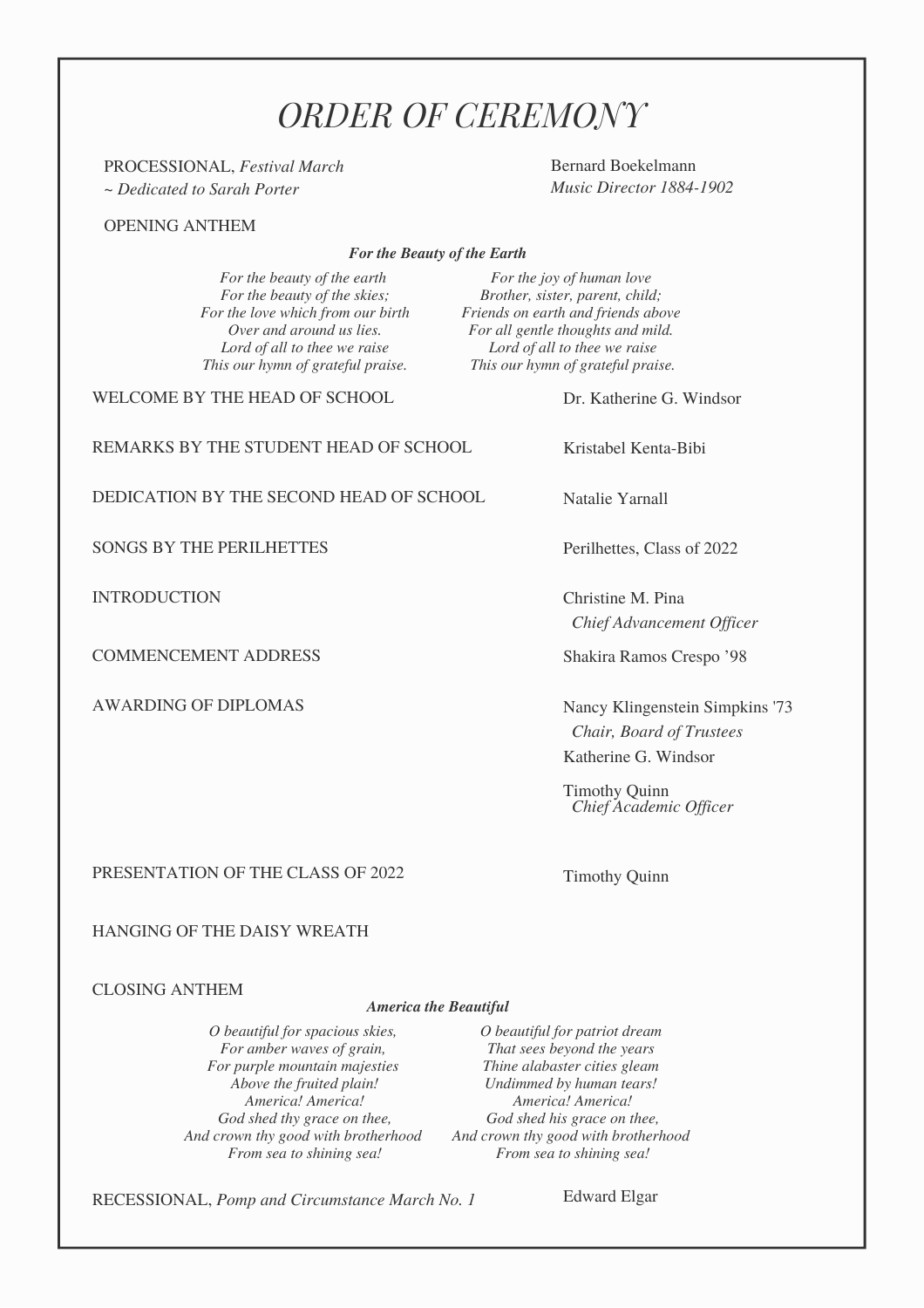# *ORDER OF CEREMONY*

PROCESSIONAL, *Festival March* — Bernard Boekelmann
*~ Dedicated to Sarah Porter* — *Music Director 1884-1902*

OPENING ANTHEM

***For the Beauty of the Earth***

*For the beauty of the earth*
*For the beauty of the skies;*
*For the love which from our birth*
*Over and around us lies.*
*Lord of all to thee we raise*
*This our hymn of grateful praise.*

*For the joy of human love*
*Brother, sister, parent, child;*
*Friends on earth and friends above*
*For all gentle thoughts and mild.*
*Lord of all to thee we raise*
*This our hymn of grateful praise.*

WELCOME BY THE HEAD OF SCHOOL — Dr. Katherine G. Windsor

REMARKS BY THE STUDENT HEAD OF SCHOOL — Kristabel Kenta-Bibi

DEDICATION BY THE SECOND HEAD OF SCHOOL — Natalie Yarnall

SONGS BY THE PERILHETTES — Perilhettes, Class of 2022

INTRODUCTION — Christine M. Pina, *Chief Advancement Officer*

COMMENCEMENT ADDRESS — Shakira Ramos Crespo ’98

AWARDING OF DIPLOMAS — Nancy Klingenstein Simpkins '73, *Chair, Board of Trustees*; Katherine G. Windsor; Timothy Quinn, *Chief Academic Officer*

PRESENTATION OF THE CLASS OF 2022 — Timothy Quinn

HANGING OF THE DAISY WREATH

CLOSING ANTHEM

***America the Beautiful***

*O beautiful for spacious skies,*
*For amber waves of grain,*
*For purple mountain majesties*
*Above the fruited plain!*
*America! America!*
*God shed thy grace on thee,*
*And crown thy good with brotherhood*
*From sea to shining sea!*

*O beautiful for patriot dream*
*That sees beyond the years*
*Thine alabaster cities gleam*
*Undimmed by human tears!*
*America! America!*
*God shed his grace on thee,*
*And crown thy good with brotherhood*
*From sea to shining sea!*

RECESSIONAL, *Pomp and Circumstance March No. 1* — Edward Elgar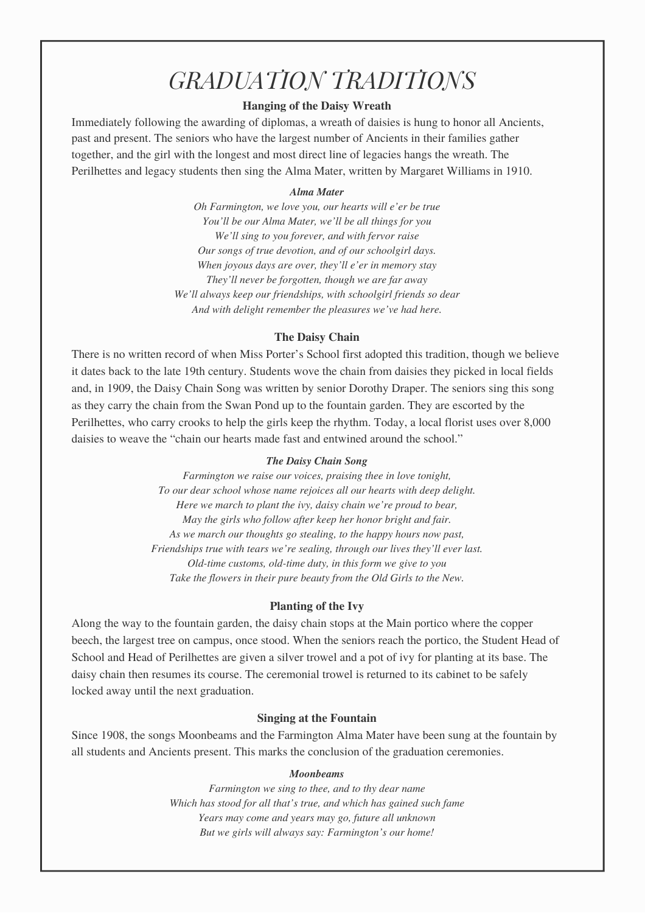# GRADUATION TRADITIONS

### Hanging of the Daisy Wreath

Immediately following the awarding of diplomas, a wreath of daisies is hung to honor all Ancients, past and present. The seniors who have the largest number of Ancients in their families gather together, and the girl with the longest and most direct line of legacies hangs the wreath. The Perilhettes and legacy students then sing the Alma Mater, written by Margaret Williams in 1910.

***Alma Mater***

*Oh Farmington, we love you, our hearts will e'er be true*
*You'll be our Alma Mater, we'll be all things for you*
*We'll sing to you forever, and with fervor raise*
*Our songs of true devotion, and of our schoolgirl days.*
*When joyous days are over, they'll e'er in memory stay*
*They'll never be forgotten, though we are far away*
*We'll always keep our friendships, with schoolgirl friends so dear*
*And with delight remember the pleasures we've had here.*

### The Daisy Chain

There is no written record of when Miss Porter's School first adopted this tradition, though we believe it dates back to the late 19th century. Students wove the chain from daisies they picked in local fields and, in 1909, the Daisy Chain Song was written by senior Dorothy Draper. The seniors sing this song as they carry the chain from the Swan Pond up to the fountain garden. They are escorted by the Perilhettes, who carry crooks to help the girls keep the rhythm. Today, a local florist uses over 8,000 daisies to weave the "chain our hearts made fast and entwined around the school."

***The Daisy Chain Song***

*Farmington we raise our voices, praising thee in love tonight,*
*To our dear school whose name rejoices all our hearts with deep delight.*
*Here we march to plant the ivy, daisy chain we're proud to bear,*
*May the girls who follow after keep her honor bright and fair.*
*As we march our thoughts go stealing, to the happy hours now past,*
*Friendships true with tears we're sealing, through our lives they'll ever last.*
*Old-time customs, old-time duty, in this form we give to you*
*Take the flowers in their pure beauty from the Old Girls to the New.*

### Planting of the Ivy

Along the way to the fountain garden, the daisy chain stops at the Main portico where the copper beech, the largest tree on campus, once stood. When the seniors reach the portico, the Student Head of School and Head of Perilhettes are given a silver trowel and a pot of ivy for planting at its base. The daisy chain then resumes its course. The ceremonial trowel is returned to its cabinet to be safely locked away until the next graduation.

### Singing at the Fountain

Since 1908, the songs Moonbeams and the Farmington Alma Mater have been sung at the fountain by all students and Ancients present. This marks the conclusion of the graduation ceremonies.

***Moonbeams***

*Farmington we sing to thee, and to thy dear name*
*Which has stood for all that's true, and which has gained such fame*
*Years may come and years may go, future all unknown*
*But we girls will always say: Farmington's our home!*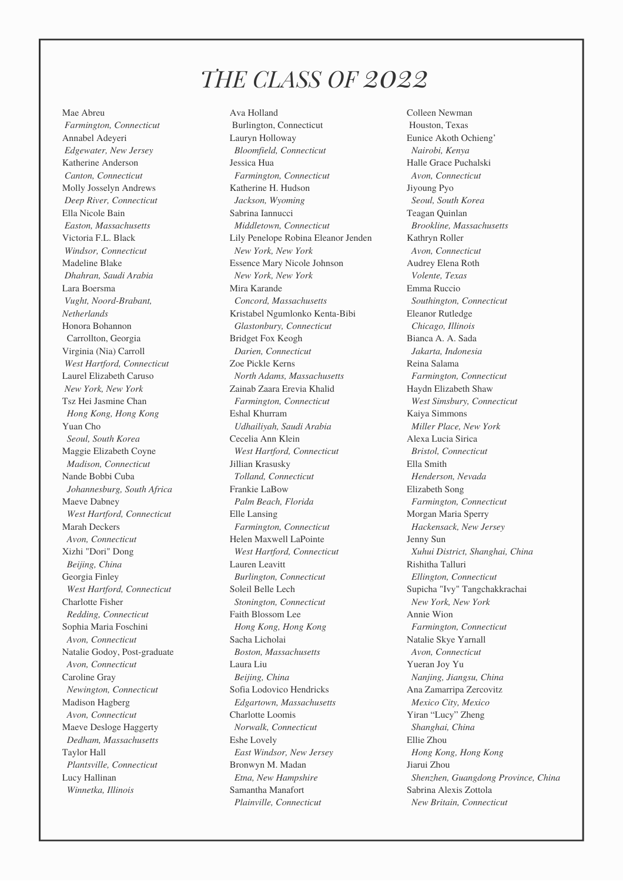# THE CLASS OF 2022

Mae Abreu
*Farmington, Connecticut*
Annabel Adeyeri
*Edgewater, New Jersey*
Katherine Anderson
*Canton, Connecticut*
Molly Josselyn Andrews
*Deep River, Connecticut*
Ella Nicole Bain
*Easton, Massachusetts*
Victoria F.L. Black
*Windsor, Connecticut*
Madeline Blake
*Dhahran, Saudi Arabia*
Lara Boersma
*Vught, Noord-Brabant, Netherlands*
Honora Bohannon
Carrollton, Georgia
Virginia (Nia) Carroll
*West Hartford, Connecticut*
Laurel Elizabeth Caruso
*New York, New York*
Tsz Hei Jasmine Chan
*Hong Kong, Hong Kong*
Yuan Cho
*Seoul, South Korea*
Maggie Elizabeth Coyne
*Madison, Connecticut*
Nande Bobbi Cuba
*Johannesburg, South Africa*
Maeve Dabney
*West Hartford, Connecticut*
Marah Deckers
*Avon, Connecticut*
Xizhi "Dori" Dong
*Beijing, China*
Georgia Finley
*West Hartford, Connecticut*
Charlotte Fisher
*Redding, Connecticut*
Sophia Maria Foschini
*Avon, Connecticut*
Natalie Godoy, Post-graduate
*Avon, Connecticut*
Caroline Gray
*Newington, Connecticut*
Madison Hagberg
*Avon, Connecticut*
Maeve Desloge Haggerty
*Dedham, Massachusetts*
Taylor Hall
*Plantsville, Connecticut*
Lucy Hallinan
*Winnetka, Illinois*

Ava Holland
Burlington, Connecticut
Lauryn Holloway
*Bloomfield, Connecticut*
Jessica Hua
*Farmington, Connecticut*
Katherine H. Hudson
*Jackson, Wyoming*
Sabrina Iannucci
*Middletown, Connecticut*
Lily Penelope Robina Eleanor Jenden
*New York, New York*
Essence Mary Nicole Johnson
*New York, New York*
Mira Karande
*Concord, Massachusetts*
Kristabel Ngumlonko Kenta-Bibi
*Glastonbury, Connecticut*
Bridget Fox Keogh
*Darien, Connecticut*
Zoe Pickle Kerns
*North Adams, Massachusetts*
Zainab Zaara Erevia Khalid
*Farmington, Connecticut*
Eshal Khurram
*Udhailiyah, Saudi Arabia*
Cecelia Ann Klein
*West Hartford, Connecticut*
Jillian Krasusky
*Tolland, Connecticut*
Frankie LaBow
*Palm Beach, Florida*
Elle Lansing
*Farmington, Connecticut*
Helen Maxwell LaPointe
*West Hartford, Connecticut*
Lauren Leavitt
*Burlington, Connecticut*
Soleil Belle Lech
*Stonington, Connecticut*
Faith Blossom Lee
*Hong Kong, Hong Kong*
Sacha Licholai
*Boston, Massachusetts*
Laura Liu
*Beijing, China*
Sofia Lodovico Hendricks
*Edgartown, Massachusetts*
Charlotte Loomis
*Norwalk, Connecticut*
Eshe Lovely
*East Windsor, New Jersey*
Bronwyn M. Madan
*Etna, New Hampshire*
Samantha Manafort
*Plainville, Connecticut*

Colleen Newman
Houston, Texas
Eunice Akoth Ochieng'
*Nairobi, Kenya*
Halle Grace Puchalski
*Avon, Connecticut*
Jiyoung Pyo
*Seoul, South Korea*
Teagan Quinlan
*Brookline, Massachusetts*
Kathryn Roller
*Avon, Connecticut*
Audrey Elena Roth
*Volente, Texas*
Emma Ruccio
*Southington, Connecticut*
Eleanor Rutledge
*Chicago, Illinois*
Bianca A. A. Sada
*Jakarta, Indonesia*
Reina Salama
*Farmington, Connecticut*
Haydn Elizabeth Shaw
*West Simsbury, Connecticut*
Kaiya Simmons
*Miller Place, New York*
Alexa Lucia Sirica
*Bristol, Connecticut*
Ella Smith
*Henderson, Nevada*
Elizabeth Song
*Farmington, Connecticut*
Morgan Maria Sperry
*Hackensack, New Jersey*
Jenny Sun
*Xuhui District, Shanghai, China*
Rishitha Talluri
*Ellington, Connecticut*
Supicha "Ivy" Tangchakkrachai
*New York, New York*
Annie Wion
*Farmington, Connecticut*
Natalie Skye Yarnall
*Avon, Connecticut*
Yueran Joy Yu
*Nanjing, Jiangsu, China*
Ana Zamarripa Zercovitz
*Mexico City, Mexico*
Yiran "Lucy" Zheng
*Shanghai, China*
Ellie Zhou
*Hong Kong, Hong Kong*
Jiarui Zhou
*Shenzhen, Guangdong Province, China*
Sabrina Alexis Zottola
*New Britain, Connecticut*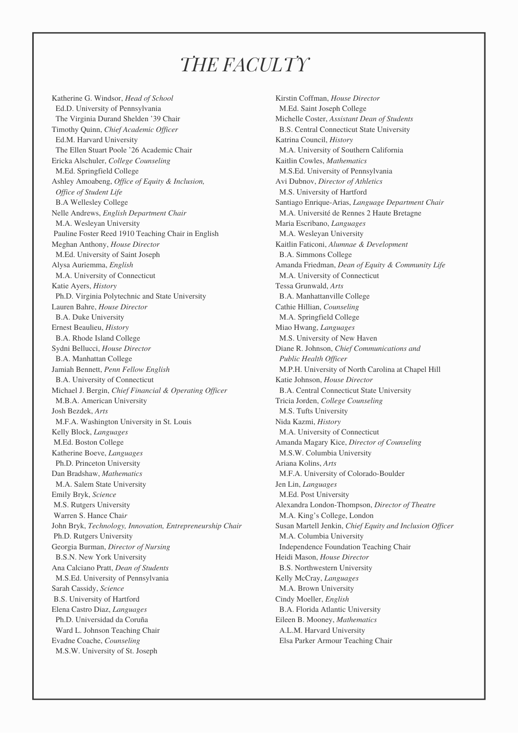# THE FACULTY

Katherine G. Windsor, *Head of School*
Ed.D. University of Pennsylvania
The Virginia Durand Shelden '39 Chair

Timothy Quinn, *Chief Academic Officer*
Ed.M. Harvard University
The Ellen Stuart Poole '26 Academic Chair

Ericka Alschuler, *College Counseling*
M.Ed. Springfield College

Ashley Amoabeng, *Office of Equity & Inclusion, Office of Student Life*
B.A Wellesley College

Nelle Andrews, *English Department Chair*
M.A. Wesleyan University
Pauline Foster Reed 1910 Teaching Chair in English

Meghan Anthony, *House Director*
M.Ed. University of Saint Joseph

Alysa Auriemma, *English*
M.A. University of Connecticut

Katie Ayers, *History*
Ph.D. Virginia Polytechnic and State University

Lauren Bahre, *House Director*
B.A. Duke University

Ernest Beaulieu, *History*
B.A. Rhode Island College

Sydni Bellucci, *House Director*
B.A. Manhattan College

Jamiah Bennett, *Penn Fellow English*
B.A. University of Connecticut

Michael J. Bergin, *Chief Financial & Operating Officer*
M.B.A. American University

Josh Bezdek, *Arts*
M.F.A. Washington University in St. Louis

Kelly Block, *Languages*
M.Ed. Boston College

Katherine Boeve, *Languages*
Ph.D. Princeton University

Dan Bradshaw, *Mathematics*
M.A. Salem State University

Emily Bryk, *Science*
M.S. Rutgers University
Warren S. Hance Chair

John Bryk, *Technology, Innovation, Entrepreneurship Chair*
Ph.D. Rutgers University

Georgia Burman, *Director of Nursing*
B.S.N. New York University

Ana Calciano Pratt, *Dean of Students*
M.S.Ed. University of Pennsylvania

Sarah Cassidy, *Science*
B.S. University of Hartford

Elena Castro Diaz, *Languages*
Ph.D. Universidad da Coruña
Ward L. Johnson Teaching Chair

Evadne Coache, *Counseling*
M.S.W. University of St. Joseph

Kirstin Coffman, *House Director*
M.Ed. Saint Joseph College

Michelle Coster, *Assistant Dean of Students*
B.S. Central Connecticut State University

Katrina Council, *History*
M.A. University of Southern California

Kaitlin Cowles, *Mathematics*
M.S.Ed. University of Pennsylvania

Avi Dubnov, *Director of Athletics*
M.S. University of Hartford

Santiago Enrique-Arias, *Language Department Chair*
M.A. Université de Rennes 2 Haute Bretagne

Maria Escribano, *Languages*
M.A. Wesleyan University

Kaitlin Faticoni, *Alumnae & Development*
B.A. Simmons College

Amanda Friedman, *Dean of Equity & Community Life*
M.A. University of Connecticut

Tessa Grunwald, *Arts*
B.A. Manhattanville College

Cathie Hillian, *Counseling*
M.A. Springfield College

Miao Hwang, *Languages*
M.S. University of New Haven

Diane R. Johnson, *Chief Communications and Public Health Officer*
M.P.H. University of North Carolina at Chapel Hill

Katie Johnson, *House Director*
B.A. Central Connecticut State University

Tricia Jorden, *College Counseling*
M.S. Tufts University

Nida Kazmi, *History*
M.A. University of Connecticut

Amanda Magary Kice, *Director of Counseling*
M.S.W. Columbia University

Ariana Kolins, *Arts*
M.F.A. University of Colorado-Boulder

Jen Lin, *Languages*
M.Ed. Post University

Alexandra London-Thompson, *Director of Theatre*
M.A. King's College, London

Susan Martell Jenkin, *Chief Equity and Inclusion Officer*
M.A. Columbia University
Independence Foundation Teaching Chair

Heidi Mason, *House Director*
B.S. Northwestern University

Kelly McCray, *Languages*
M.A. Brown University

Cindy Moeller, *English*
B.A. Florida Atlantic University

Eileen B. Mooney, *Mathematics*
A.L.M. Harvard University
Elsa Parker Armour Teaching Chair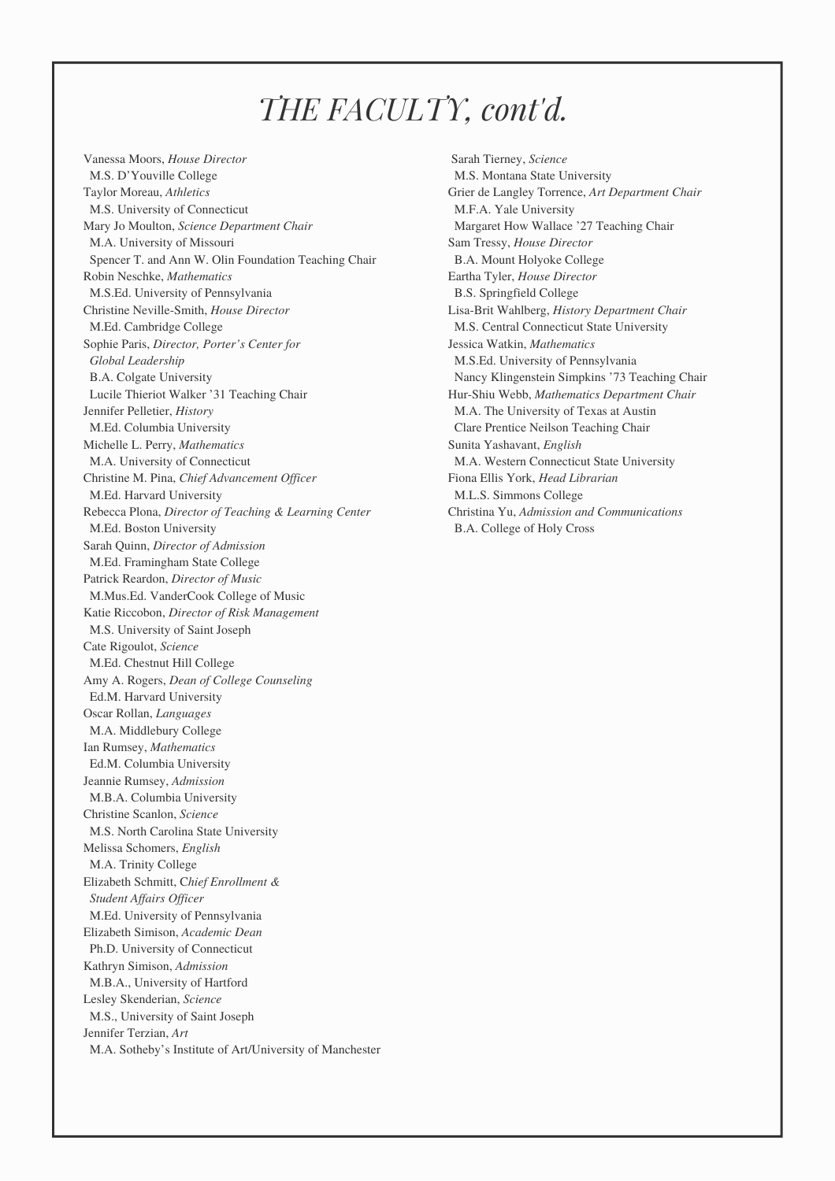# *THE FACULTY, cont'd.*

Vanessa Moors, *House Director*
M.S. D'Youville College

Taylor Moreau, *Athletics*
M.S. University of Connecticut

Mary Jo Moulton, *Science Department Chair*
M.A. University of Missouri
Spencer T. and Ann W. Olin Foundation Teaching Chair

Robin Neschke, *Mathematics*
M.S.Ed. University of Pennsylvania

Christine Neville-Smith, *House Director*
M.Ed. Cambridge College

Sophie Paris, *Director, Porter's Center for Global Leadership*
B.A. Colgate University
Lucile Thieriot Walker '31 Teaching Chair

Jennifer Pelletier, *History*
M.Ed. Columbia University

Michelle L. Perry, *Mathematics*
M.A. University of Connecticut

Christine M. Pina, *Chief Advancement Officer*
M.Ed. Harvard University

Rebecca Plona, *Director of Teaching & Learning Center*
M.Ed. Boston University

Sarah Quinn, *Director of Admission*
M.Ed. Framingham State College

Patrick Reardon, *Director of Music*
M.Mus.Ed. VanderCook College of Music

Katie Riccobon, *Director of Risk Management*
M.S. University of Saint Joseph

Cate Rigoulot, *Science*
M.Ed. Chestnut Hill College

Amy A. Rogers, *Dean of College Counseling*
Ed.M. Harvard University

Oscar Rollan, *Languages*
M.A. Middlebury College

Ian Rumsey, *Mathematics*
Ed.M. Columbia University

Jeannie Rumsey, *Admission*
M.B.A. Columbia University

Christine Scanlon, *Science*
M.S. North Carolina State University

Melissa Schomers, *English*
M.A. Trinity College

Elizabeth Schmitt, C*hief Enrollment & Student Affairs Officer*
M.Ed. University of Pennsylvania

Elizabeth Simison, *Academic Dean*
Ph.D. University of Connecticut

Kathryn Simison, *Admission*
M.B.A., University of Hartford

Lesley Skenderian, *Science*
M.S., University of Saint Joseph

Jennifer Terzian, *Art*
M.A. Sotheby's Institute of Art/University of Manchester

Sarah Tierney, *Science*
M.S. Montana State University

Grier de Langley Torrence, *Art Department Chair*
M.F.A. Yale University
Margaret How Wallace '27 Teaching Chair

Sam Tressy, *House Director*
B.A. Mount Holyoke College

Eartha Tyler, *House Director*
B.S. Springfield College

Lisa-Brit Wahlberg, *History Department Chair*
M.S. Central Connecticut State University

Jessica Watkin, *Mathematics*
M.S.Ed. University of Pennsylvania
Nancy Klingenstein Simpkins '73 Teaching Chair

Hur-Shiu Webb, *Mathematics Department Chair*
M.A. The University of Texas at Austin
Clare Prentice Neilson Teaching Chair

Sunita Yashavant, *English*
M.A. Western Connecticut State University

Fiona Ellis York, *Head Librarian*
M.L.S. Simmons College

Christina Yu, *Admission and Communications*
B.A. College of Holy Cross